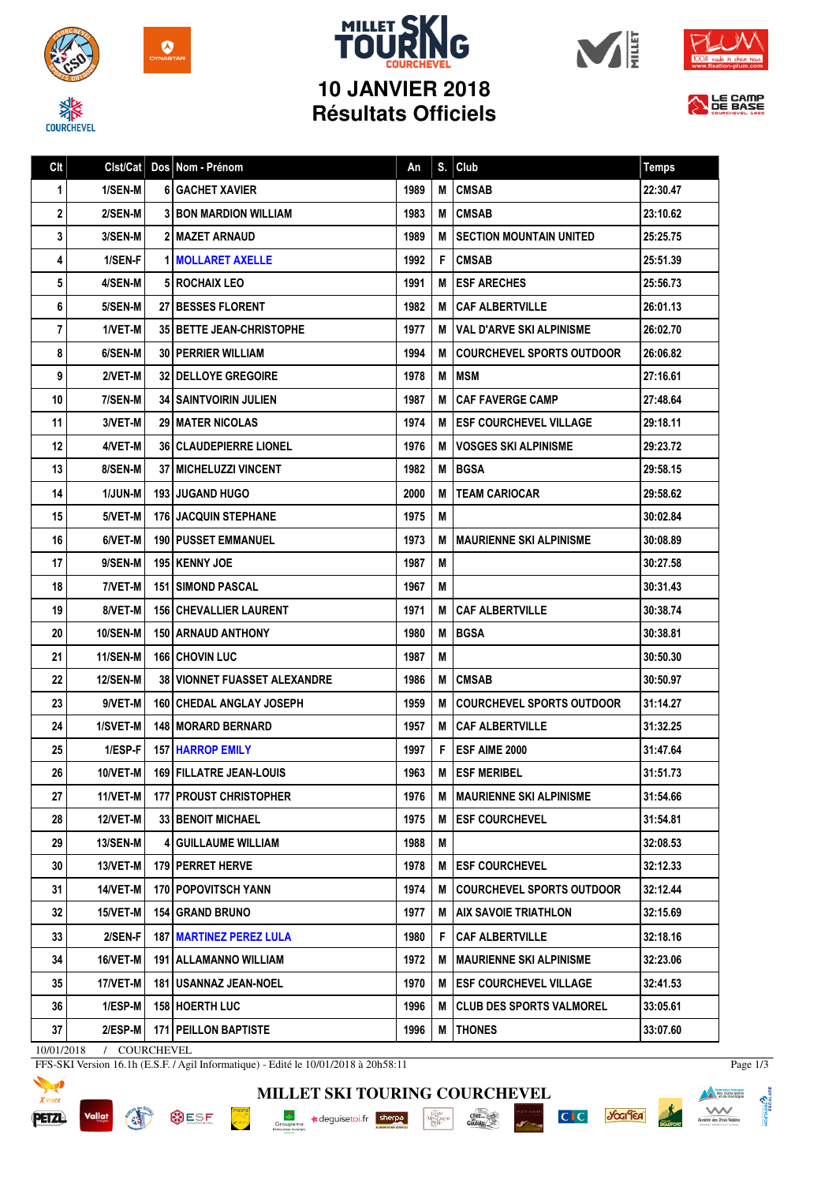# MILLET SKI TOURING COURCHEVEL

## 10 JANVIER 2018
## Résultats Officiels

| Clt | Clst/Cat | Dos | Nom - Prénom | An | S. | Club | Temps |
|---|---|---|---|---|---|---|---|
| 1 | 1/SEN-M | 6 | GACHET XAVIER | 1989 | M | CMSAB | 22:30.47 |
| 2 | 2/SEN-M | 3 | BON MARDION WILLIAM | 1983 | M | CMSAB | 23:10.62 |
| 3 | 3/SEN-M | 2 | MAZET ARNAUD | 1989 | M | SECTION MOUNTAIN UNITED | 25:25.75 |
| 4 | 1/SEN-F | 1 | MOLLARET AXELLE | 1992 | F | CMSAB | 25:51.39 |
| 5 | 4/SEN-M | 5 | ROCHAIX LEO | 1991 | M | ESF ARECHES | 25:56.73 |
| 6 | 5/SEN-M | 27 | BESSES FLORENT | 1982 | M | CAF ALBERTVILLE | 26:01.13 |
| 7 | 1/VET-M | 35 | BETTE JEAN-CHRISTOPHE | 1977 | M | VAL D'ARVE SKI ALPINISME | 26:02.70 |
| 8 | 6/SEN-M | 30 | PERRIER WILLIAM | 1994 | M | COURCHEVEL SPORTS OUTDOOR | 26:06.82 |
| 9 | 2/VET-M | 32 | DELLOYE GREGOIRE | 1978 | M | MSM | 27:16.61 |
| 10 | 7/SEN-M | 34 | SAINTVOIRIN JULIEN | 1987 | M | CAF FAVERGE CAMP | 27:48.64 |
| 11 | 3/VET-M | 29 | MATER NICOLAS | 1974 | M | ESF COURCHEVEL VILLAGE | 29:18.11 |
| 12 | 4/VET-M | 36 | CLAUDEPIERRE LIONEL | 1976 | M | VOSGES SKI ALPINISME | 29:23.72 |
| 13 | 8/SEN-M | 37 | MICHELUZZI VINCENT | 1982 | M | BGSA | 29:58.15 |
| 14 | 1/JUN-M | 193 | JUGAND HUGO | 2000 | M | TEAM CARIOCAR | 29:58.62 |
| 15 | 5/VET-M | 176 | JACQUIN STEPHANE | 1975 | M | | 30:02.84 |
| 16 | 6/VET-M | 190 | PUSSET EMMANUEL | 1973 | M | MAURIENNE SKI ALPINISME | 30:08.89 |
| 17 | 9/SEN-M | 195 | KENNY JOE | 1987 | M | | 30:27.58 |
| 18 | 7/VET-M | 151 | SIMOND PASCAL | 1967 | M | | 30:31.43 |
| 19 | 8/VET-M | 156 | CHEVALLIER LAURENT | 1971 | M | CAF ALBERTVILLE | 30:38.74 |
| 20 | 10/SEN-M | 150 | ARNAUD ANTHONY | 1980 | M | BGSA | 30:38.81 |
| 21 | 11/SEN-M | 166 | CHOVIN LUC | 1987 | M | | 30:50.30 |
| 22 | 12/SEN-M | 38 | VIONNET FUASSET ALEXANDRE | 1986 | M | CMSAB | 30:50.97 |
| 23 | 9/VET-M | 160 | CHEDAL ANGLAY JOSEPH | 1959 | M | COURCHEVEL SPORTS OUTDOOR | 31:14.27 |
| 24 | 1/SVET-M | 148 | MORARD BERNARD | 1957 | M | CAF ALBERTVILLE | 31:32.25 |
| 25 | 1/ESP-F | 157 | HARROP EMILY | 1997 | F | ESF AIME 2000 | 31:47.64 |
| 26 | 10/VET-M | 169 | FILLATRE JEAN-LOUIS | 1963 | M | ESF MERIBEL | 31:51.73 |
| 27 | 11/VET-M | 177 | PROUST CHRISTOPHER | 1976 | M | MAURIENNE SKI ALPINISME | 31:54.66 |
| 28 | 12/VET-M | 33 | BENOIT MICHAEL | 1975 | M | ESF COURCHEVEL | 31:54.81 |
| 29 | 13/SEN-M | 4 | GUILLAUME WILLIAM | 1988 | M | | 32:08.53 |
| 30 | 13/VET-M | 179 | PERRET HERVE | 1978 | M | ESF COURCHEVEL | 32:12.33 |
| 31 | 14/VET-M | 170 | POPOVITSCH YANN | 1974 | M | COURCHEVEL SPORTS OUTDOOR | 32:12.44 |
| 32 | 15/VET-M | 154 | GRAND BRUNO | 1977 | M | AIX SAVOIE TRIATHLON | 32:15.69 |
| 33 | 2/SEN-F | 187 | MARTINEZ PEREZ LULA | 1980 | F | CAF ALBERTVILLE | 32:18.16 |
| 34 | 16/VET-M | 191 | ALLAMANNO WILLIAM | 1972 | M | MAURIENNE SKI ALPINISME | 32:23.06 |
| 35 | 17/VET-M | 181 | USANNAZ JEAN-NOEL | 1970 | M | ESF COURCHEVEL VILLAGE | 32:41.53 |
| 36 | 1/ESP-M | 158 | HOERTH LUC | 1996 | M | CLUB DES SPORTS VALMOREL | 33:05.61 |
| 37 | 2/ESP-M | 171 | PEILLON BAPTISTE | 1996 | M | THONES | 33:07.60 |

10/01/2018 / COURCHEVEL

FFS-SKI Version 16.1h (E.S.F. / Agil Informatique) - Edité le 10/01/2018 à 20h58:11

MILLET SKI TOURING COURCHEVEL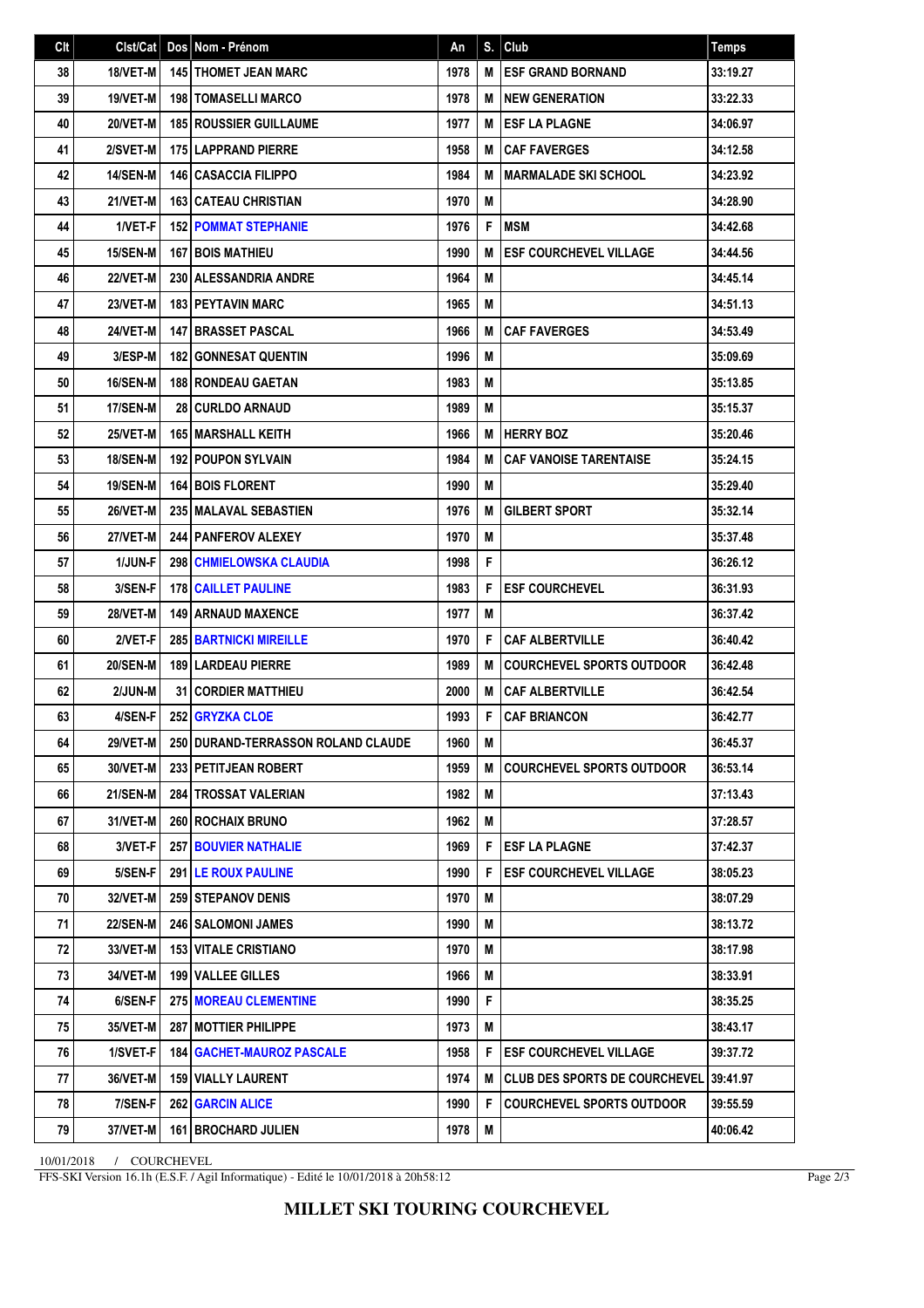| Clt | Clst/Cat | Dos | Nom - Prénom | An | S. | Club | Temps |
|---|---|---|---|---|---|---|---|
| 38 | 18/VET-M | 145 | THOMET JEAN MARC | 1978 | M | ESF GRAND BORNAND | 33:19.27 |
| 39 | 19/VET-M | 198 | TOMASELLI MARCO | 1978 | M | NEW GENERATION | 33:22.33 |
| 40 | 20/VET-M | 185 | ROUSSIER GUILLAUME | 1977 | M | ESF LA PLAGNE | 34:06.97 |
| 41 | 2/SVET-M | 175 | LAPPRAND PIERRE | 1958 | M | CAF FAVERGES | 34:12.58 |
| 42 | 14/SEN-M | 146 | CASACCIA FILIPPO | 1984 | M | MARMALADE SKI SCHOOL | 34:23.92 |
| 43 | 21/VET-M | 163 | CATEAU CHRISTIAN | 1970 | M | | 34:28.90 |
| 44 | 1/VET-F | 152 | POMMAT STEPHANIE | 1976 | F | MSM | 34:42.68 |
| 45 | 15/SEN-M | 167 | BOIS MATHIEU | 1990 | M | ESF COURCHEVEL VILLAGE | 34:44.56 |
| 46 | 22/VET-M | 230 | ALESSANDRIA ANDRE | 1964 | M | | 34:45.14 |
| 47 | 23/VET-M | 183 | PEYTAVIN MARC | 1965 | M | | 34:51.13 |
| 48 | 24/VET-M | 147 | BRASSET PASCAL | 1966 | M | CAF FAVERGES | 34:53.49 |
| 49 | 3/ESP-M | 182 | GONNESAT QUENTIN | 1996 | M | | 35:09.69 |
| 50 | 16/SEN-M | 188 | RONDEAU GAETAN | 1983 | M | | 35:13.85 |
| 51 | 17/SEN-M | 28 | CURLDO ARNAUD | 1989 | M | | 35:15.37 |
| 52 | 25/VET-M | 165 | MARSHALL KEITH | 1966 | M | HERRY BOZ | 35:20.46 |
| 53 | 18/SEN-M | 192 | POUPON SYLVAIN | 1984 | M | CAF VANOISE TARENTAISE | 35:24.15 |
| 54 | 19/SEN-M | 164 | BOIS FLORENT | 1990 | M | | 35:29.40 |
| 55 | 26/VET-M | 235 | MALAVAL SEBASTIEN | 1976 | M | GILBERT SPORT | 35:32.14 |
| 56 | 27/VET-M | 244 | PANFEROV ALEXEY | 1970 | M | | 35:37.48 |
| 57 | 1/JUN-F | 298 | CHMIELOWSKA CLAUDIA | 1998 | F | | 36:26.12 |
| 58 | 3/SEN-F | 178 | CAILLET PAULINE | 1983 | F | ESF COURCHEVEL | 36:31.93 |
| 59 | 28/VET-M | 149 | ARNAUD MAXENCE | 1977 | M | | 36:37.42 |
| 60 | 2/VET-F | 285 | BARTNICKI MIREILLE | 1970 | F | CAF ALBERTVILLE | 36:40.42 |
| 61 | 20/SEN-M | 189 | LARDEAU PIERRE | 1989 | M | COURCHEVEL SPORTS OUTDOOR | 36:42.48 |
| 62 | 2/JUN-M | 31 | CORDIER MATTHIEU | 2000 | M | CAF ALBERTVILLE | 36:42.54 |
| 63 | 4/SEN-F | 252 | GRYZKA CLOE | 1993 | F | CAF BRIANCON | 36:42.77 |
| 64 | 29/VET-M | 250 | DURAND-TERRASSON ROLAND CLAUDE | 1960 | M | | 36:45.37 |
| 65 | 30/VET-M | 233 | PETITJEAN ROBERT | 1959 | M | COURCHEVEL SPORTS OUTDOOR | 36:53.14 |
| 66 | 21/SEN-M | 284 | TROSSAT VALERIAN | 1982 | M | | 37:13.43 |
| 67 | 31/VET-M | 260 | ROCHAIX BRUNO | 1962 | M | | 37:28.57 |
| 68 | 3/VET-F | 257 | BOUVIER NATHALIE | 1969 | F | ESF LA PLAGNE | 37:42.37 |
| 69 | 5/SEN-F | 291 | LE ROUX PAULINE | 1990 | F | ESF COURCHEVEL VILLAGE | 38:05.23 |
| 70 | 32/VET-M | 259 | STEPANOV DENIS | 1970 | M | | 38:07.29 |
| 71 | 22/SEN-M | 246 | SALOMONI JAMES | 1990 | M | | 38:13.72 |
| 72 | 33/VET-M | 153 | VITALE CRISTIANO | 1970 | M | | 38:17.98 |
| 73 | 34/VET-M | 199 | VALLEE GILLES | 1966 | M | | 38:33.91 |
| 74 | 6/SEN-F | 275 | MOREAU CLEMENTINE | 1990 | F | | 38:35.25 |
| 75 | 35/VET-M | 287 | MOTTIER PHILIPPE | 1973 | M | | 38:43.17 |
| 76 | 1/SVET-F | 184 | GACHET-MAUROZ PASCALE | 1958 | F | ESF COURCHEVEL VILLAGE | 39:37.72 |
| 77 | 36/VET-M | 159 | VIALLY LAURENT | 1974 | M | CLUB DES SPORTS DE COURCHEVEL | 39:41.97 |
| 78 | 7/SEN-F | 262 | GARCIN ALICE | 1990 | F | COURCHEVEL SPORTS OUTDOOR | 39:55.59 |
| 79 | 37/VET-M | 161 | BROCHARD JULIEN | 1978 | M | | 40:06.42 |

10/01/2018 / COURCHEVEL

FFS-SKI Version 16.1h (E.S.F. / Agil Informatique) - Edité le 10/01/2018 à 20h58:12

**MILLET SKI TOURING COURCHEVEL**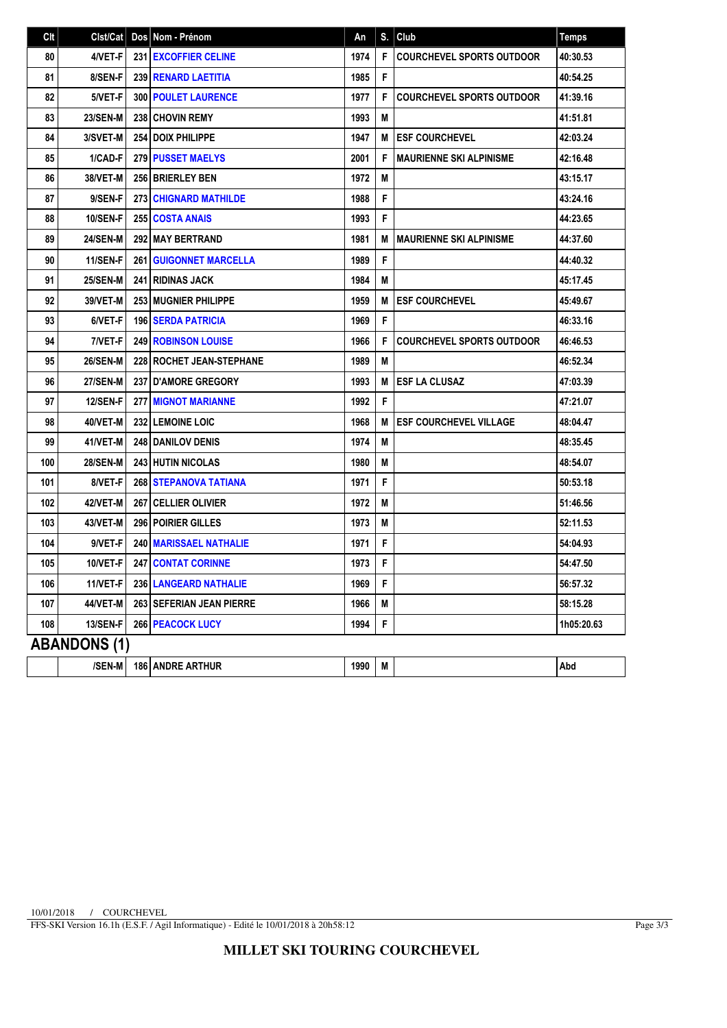| Clt | Clst/Cat | Dos | Nom - Prénom | An | S. | Club | Temps |
|---|---|---|---|---|---|---|---|
| 80 | 4/VET-F | 231 | EXCOFFIER CELINE | 1974 | F | COURCHEVEL SPORTS OUTDOOR | 40:30.53 |
| 81 | 8/SEN-F | 239 | RENARD LAETITIA | 1985 | F | | 40:54.25 |
| 82 | 5/VET-F | 300 | POULET LAURENCE | 1977 | F | COURCHEVEL SPORTS OUTDOOR | 41:39.16 |
| 83 | 23/SEN-M | 238 | CHOVIN REMY | 1993 | M | | 41:51.81 |
| 84 | 3/SVET-M | 254 | DOIX PHILIPPE | 1947 | M | ESF COURCHEVEL | 42:03.24 |
| 85 | 1/CAD-F | 279 | PUSSET MAELYS | 2001 | F | MAURIENNE SKI ALPINISME | 42:16.48 |
| 86 | 38/VET-M | 256 | BRIERLEY BEN | 1972 | M | | 43:15.17 |
| 87 | 9/SEN-F | 273 | CHIGNARD MATHILDE | 1988 | F | | 43:24.16 |
| 88 | 10/SEN-F | 255 | COSTA ANAIS | 1993 | F | | 44:23.65 |
| 89 | 24/SEN-M | 292 | MAY BERTRAND | 1981 | M | MAURIENNE SKI ALPINISME | 44:37.60 |
| 90 | 11/SEN-F | 261 | GUIGONNET MARCELLA | 1989 | F | | 44:40.32 |
| 91 | 25/SEN-M | 241 | RIDINAS JACK | 1984 | M | | 45:17.45 |
| 92 | 39/VET-M | 253 | MUGNIER PHILIPPE | 1959 | M | ESF COURCHEVEL | 45:49.67 |
| 93 | 6/VET-F | 196 | SERDA PATRICIA | 1969 | F | | 46:33.16 |
| 94 | 7/VET-F | 249 | ROBINSON LOUISE | 1966 | F | COURCHEVEL SPORTS OUTDOOR | 46:46.53 |
| 95 | 26/SEN-M | 228 | ROCHET JEAN-STEPHANE | 1989 | M | | 46:52.34 |
| 96 | 27/SEN-M | 237 | D'AMORE GREGORY | 1993 | M | ESF LA CLUSAZ | 47:03.39 |
| 97 | 12/SEN-F | 277 | MIGNOT MARIANNE | 1992 | F | | 47:21.07 |
| 98 | 40/VET-M | 232 | LEMOINE LOIC | 1968 | M | ESF COURCHEVEL VILLAGE | 48:04.47 |
| 99 | 41/VET-M | 248 | DANILOV DENIS | 1974 | M | | 48:35.45 |
| 100 | 28/SEN-M | 243 | HUTIN NICOLAS | 1980 | M | | 48:54.07 |
| 101 | 8/VET-F | 268 | STEPANOVA TATIANA | 1971 | F | | 50:53.18 |
| 102 | 42/VET-M | 267 | CELLIER OLIVIER | 1972 | M | | 51:46.56 |
| 103 | 43/VET-M | 296 | POIRIER GILLES | 1973 | M | | 52:11.53 |
| 104 | 9/VET-F | 240 | MARISSAEL NATHALIE | 1971 | F | | 54:04.93 |
| 105 | 10/VET-F | 247 | CONTAT CORINNE | 1973 | F | | 54:47.50 |
| 106 | 11/VET-F | 236 | LANGEARD NATHALIE | 1969 | F | | 56:57.32 |
| 107 | 44/VET-M | 263 | SEFERIAN JEAN PIERRE | 1966 | M | | 58:15.28 |
| 108 | 13/SEN-F | 266 | PEACOCK LUCY | 1994 | F | | 1h05:20.63 |

## ABANDONS (1)

| | | | | | | | |
|---|---|---|---|---|---|---|---|
| | /SEN-M | 186 | ANDRE ARTHUR | 1990 | M | | Abd |

10/01/2018 / COURCHEVEL

FFS-SKI Version 16.1h (E.S.F. / Agil Informatique) - Edité le 10/01/2018 à 20h58:12

**MILLET SKI TOURING COURCHEVEL**